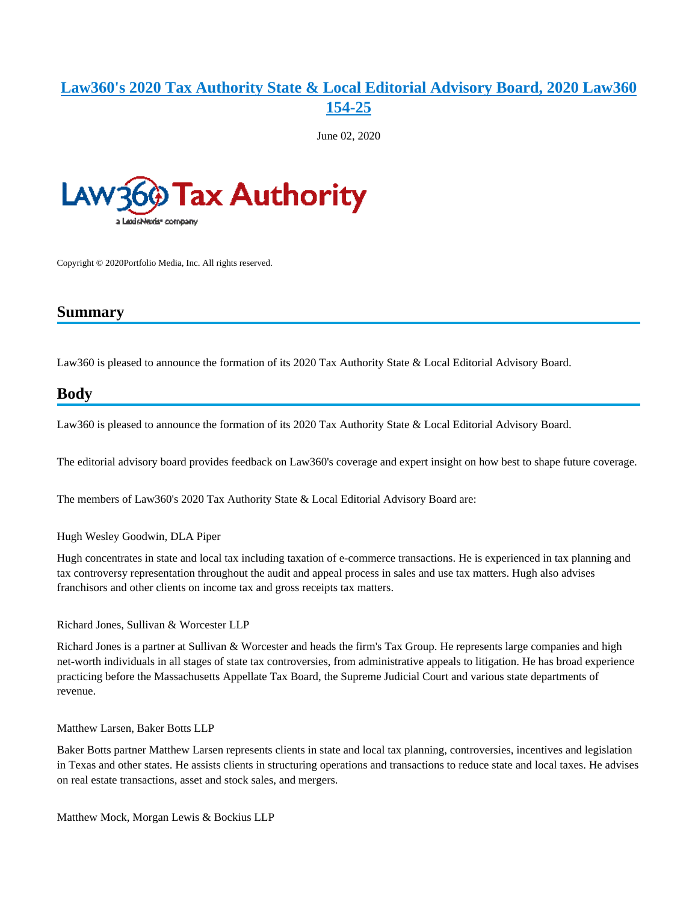# [Law360's 2020 Tax Authority State & Local Editorial Advisory Board, 2020 Law360 154-25](#)

June 02, 2020

Copyright © 2020Portfolio Media, Inc. All rights reserved.

## Summary

Law360 is pleased to announce the formation of its 2020 Tax Authority State & Local Editorial Advisory Board.

## Body

Law360 is pleased to announce the formation of its 2020 Tax Authority State & Local Editorial Advisory Board.

The editorial advisory board provides feedback on Law360's coverage and expert insight on how best to shape future coverage.

The members of Law360's 2020 Tax Authority State & Local Editorial Advisory Board are:

Hugh Wesley Goodwin, DLA Piper

Hugh concentrates in state and local tax including taxation of e-commerce transactions. He is experienced in tax planning and tax controversy representation throughout the audit and appeal process in sales and use tax matters. Hugh also advises franchisors and other clients on income tax and gross receipts tax matters.

Richard Jones, Sullivan & Worcester LLP

Richard Jones is a partner at Sullivan & Worcester and heads the firm's Tax Group. He represents large companies and high net-worth individuals in all stages of state tax controversies, from administrative appeals to litigation. He has broad experience practicing before the Massachusetts Appellate Tax Board, the Supreme Judicial Court and various state departments of revenue.

Matthew Larsen, Baker Botts LLP

Baker Botts partner Matthew Larsen represents clients in state and local tax planning, controversies, incentives and legislation in Texas and other states. He assists clients in structuring operations and transactions to reduce state and local taxes. He advises on real estate transactions, asset and stock sales, and mergers.

Matthew Mock, Morgan Lewis & Bockius LLP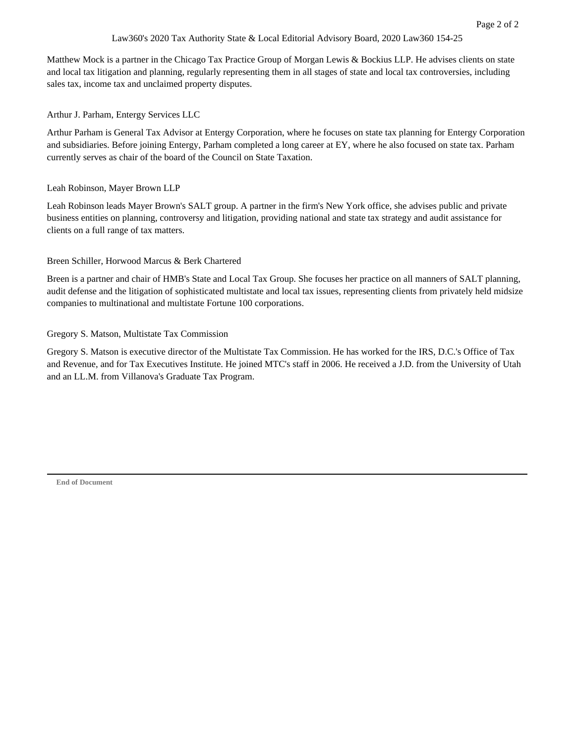Matthew Mock is a partner in the Chicago Tax Practice Group of Morgan Lewis & Bockius LLP. He advises clients on state and local tax litigation and planning, regularly representing them in all stages of state and local tax controversies, including sales tax, income tax and unclaimed property disputes.

Arthur J. Parham, Entergy Services LLC

Arthur Parham is General Tax Advisor at Entergy Corporation, where he focuses on state tax planning for Entergy Corporation and subsidiaries. Before joining Entergy, Parham completed a long career at EY, where he also focused on state tax. Parham currently serves as chair of the board of the Council on State Taxation.

Leah Robinson, Mayer Brown LLP

Leah Robinson leads Mayer Brown's SALT group. A partner in the firm's New York office, she advises public and private business entities on planning, controversy and litigation, providing national and state tax strategy and audit assistance for clients on a full range of tax matters.

Breen Schiller, Horwood Marcus & Berk Chartered

Breen is a partner and chair of HMB's State and Local Tax Group. She focuses her practice on all manners of SALT planning, audit defense and the litigation of sophisticated multistate and local tax issues, representing clients from privately held midsize companies to multinational and multistate Fortune 100 corporations.

Gregory S. Matson, Multistate Tax Commission

Gregory S. Matson is executive director of the Multistate Tax Commission. He has worked for the IRS, D.C.'s Office of Tax and Revenue, and for Tax Executives Institute. He joined MTC's staff in 2006. He received a J.D. from the University of Utah and an LL.M. from Villanova's Graduate Tax Program.

---

**End of Document**